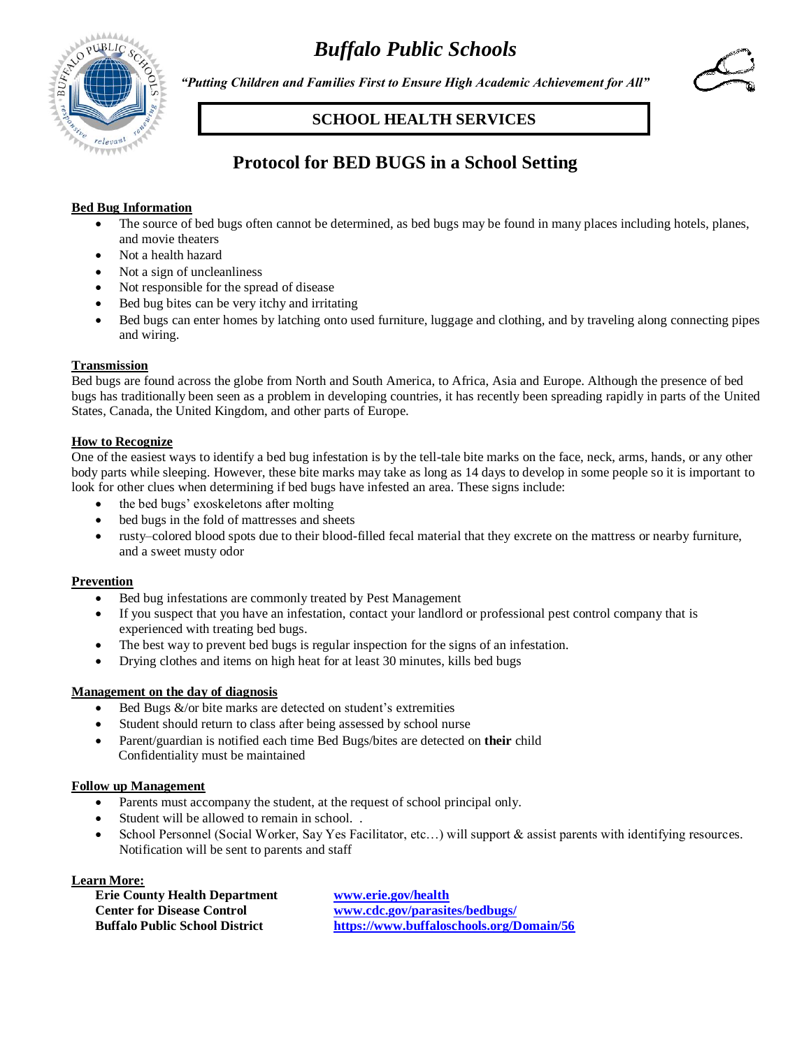# *Buffalo Public Schools*

***"Putting Children and Families First to Ensure High Academic Achievement for All"***

**SCHOOL HEALTH SERVICES**

## Protocol for BED BUGS in a School Setting

**Bed Bug Information**

- The source of bed bugs often cannot be determined, as bed bugs may be found in many places including hotels, planes, and movie theaters
- Not a health hazard
- Not a sign of uncleanliness
- Not responsible for the spread of disease
- Bed bug bites can be very itchy and irritating
- Bed bugs can enter homes by latching onto used furniture, luggage and clothing, and by traveling along connecting pipes and wiring.

**Transmission**

Bed bugs are found across the globe from North and South America, to Africa, Asia and Europe. Although the presence of bed bugs has traditionally been seen as a problem in developing countries, it has recently been spreading rapidly in parts of the United States, Canada, the United Kingdom, and other parts of Europe.

**How to Recognize**

One of the easiest ways to identify a bed bug infestation is by the tell-tale bite marks on the face, neck, arms, hands, or any other body parts while sleeping. However, these bite marks may take as long as 14 days to develop in some people so it is important to look for other clues when determining if bed bugs have infested an area. These signs include:

- the bed bugs' exoskeletons after molting
- bed bugs in the fold of mattresses and sheets
- rusty–colored blood spots due to their blood-filled fecal material that they excrete on the mattress or nearby furniture, and a sweet musty odor

**Prevention**

- Bed bug infestations are commonly treated by Pest Management
- If you suspect that you have an infestation, contact your landlord or professional pest control company that is experienced with treating bed bugs.
- The best way to prevent bed bugs is regular inspection for the signs of an infestation.
- Drying clothes and items on high heat for at least 30 minutes, kills bed bugs

**Management on the day of diagnosis**

- Bed Bugs &/or bite marks are detected on student's extremities
- Student should return to class after being assessed by school nurse
- Parent/guardian is notified each time Bed Bugs/bites are detected on **their** child
  Confidentiality must be maintained

**Follow up Management**

- Parents must accompany the student, at the request of school principal only.
- Student will be allowed to remain in school. .
- School Personnel (Social Worker, Say Yes Facilitator, etc…) will support & assist parents with identifying resources. Notification will be sent to parents and staff

**Learn More:**

**Erie County Health Department** — **www.erie.gov/health**
**Center for Disease Control** — **www.cdc.gov/parasites/bedbugs/**
**Buffalo Public School District** — **https://www.buffaloschools.org/Domain/56**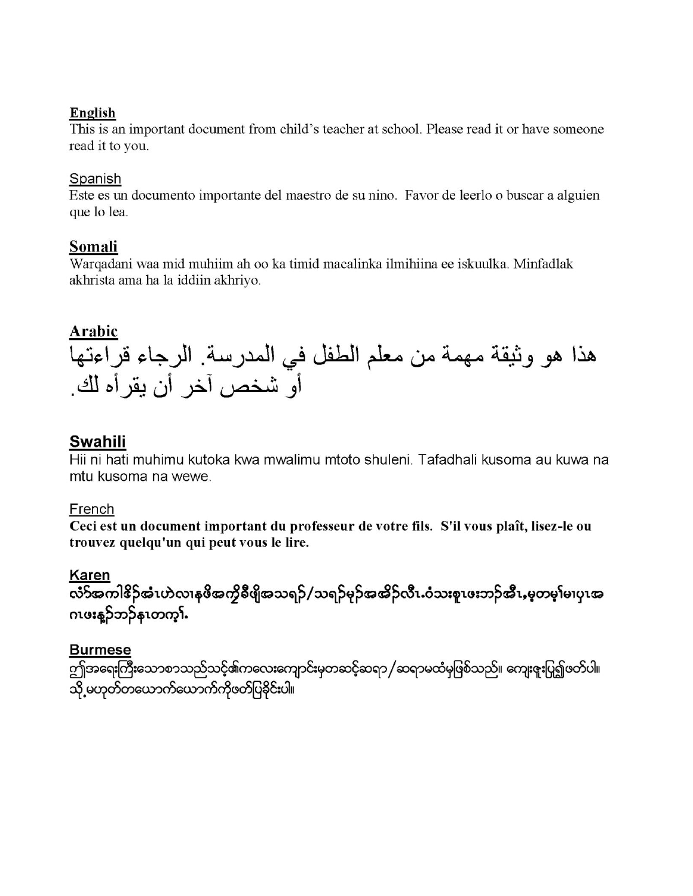**English**

This is an important document from child's teacher at school. Please read it or have someone read it to you.

Spanish

Este es un documento importante del maestro de su nino. Favor de leerlo o buscar a alguien que lo lea.

**Somali**

Warqadani waa mid muhiim ah oo ka timid macalinka ilmihiina ee iskuulka. Minfadlak akhrista ama ha la iddiin akhriyo.

**Arabic**

هذا هو وثيقة مهمة من معلم الطفل في المدرسة. الرجاء قراءتها أو شخص آخر أن يقرأه لك.

**Swahili**

Hii ni hati muhimu kutoka kwa mwalimu mtoto shuleni. Tafadhali kusoma au kuwa na mtu kusoma na wewe.

French

**Ceci est un document important du professeur de votre fils. S'il vous plaît, lisez-le ou trouvez quelqu'un qui peut vous le lire.**

**Karen**

လံာ်အကါဒိဉ်အံၤဟဲလၢနဖိအကိုခီဖျိအသရဉ်/သရဉ်မုဉ်အအိဉ်လီၤ.ဝံသးစူၤဖးဘဉ်အီၤ,မ့တမ့ါမၤပှၤအဂၤဖးန့ၣ်ဘဉ်နၤတက့ၢ်.

**Burmese**

ဤအရေးကြီးသောစာသည်သင့်၏ကလေးကျောင်းမှတဆင့်ဆရာ/ဆရာမထံမှဖြစ်သည်။ ကျေးဇူးပြု၍ဖတ်ပါ။ သို့မဟုတ်တယောက်ယောက်ကိုဖတ်ပြခိုင်းပါ။